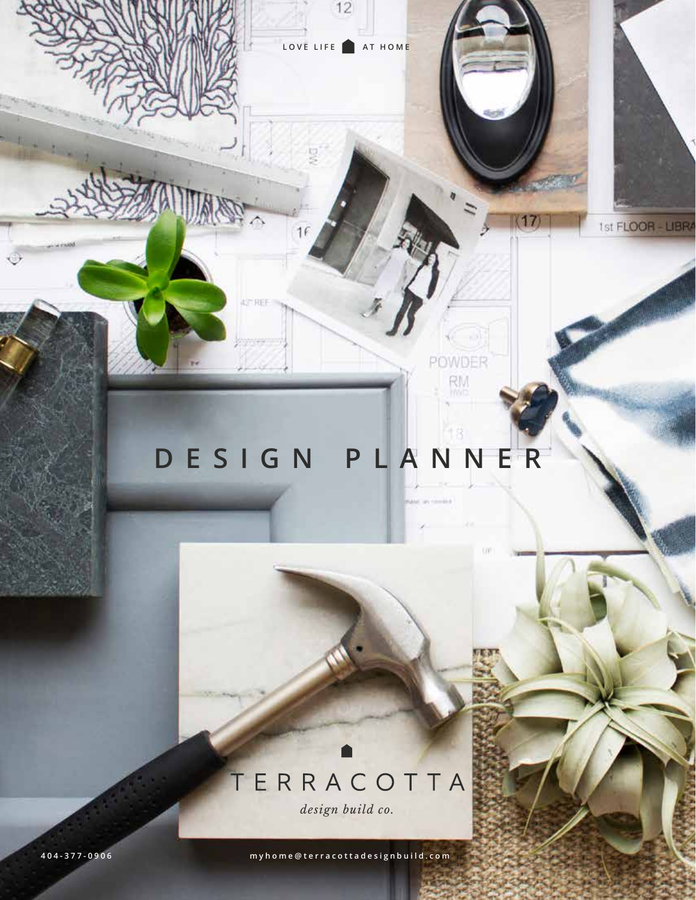LOVE LIFE AT HOME

# DESIGN PLANNER

TERRACOTTA

*design build co.*

404-377-0906

myhome@terracottadesignbuild.com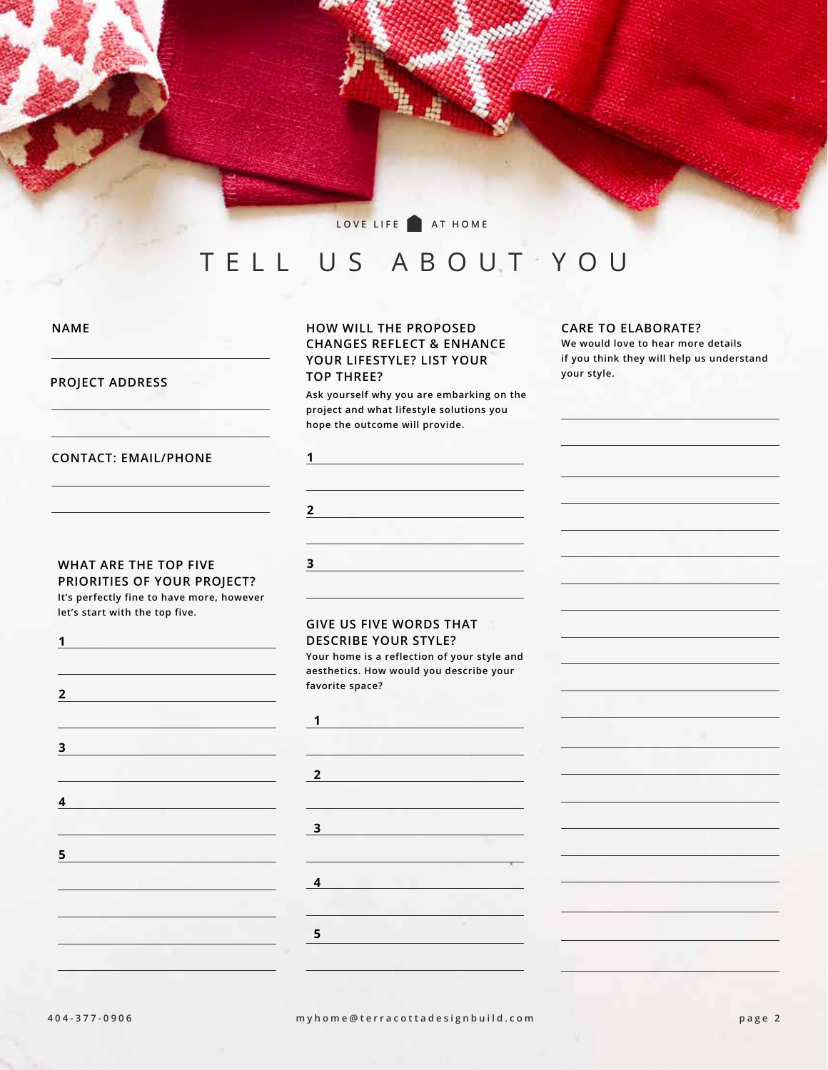LOVE LIFE AT HOME

# TELL US ABOUT YOU

**NAME**

**PROJECT ADDRESS**

**CONTACT: EMAIL/PHONE**

**WHAT ARE THE TOP FIVE PRIORITIES OF YOUR PROJECT?**

It's perfectly fine to have more, however let's start with the top five.

1

2

3

4

5

**HOW WILL THE PROPOSED CHANGES REFLECT & ENHANCE YOUR LIFESTYLE? LIST YOUR TOP THREE?**

Ask yourself why you are embarking on the project and what lifestyle solutions you hope the outcome will provide.

1

2

3

**GIVE US FIVE WORDS THAT DESCRIBE YOUR STYLE?**

Your home is a reflection of your style and aesthetics. How would you describe your favorite space?

1

2

3

4

5

**CARE TO ELABORATE?**

We would love to hear more details if you think they will help us understand your style.

404-377-0906 myhome@terracottadesignbuild.com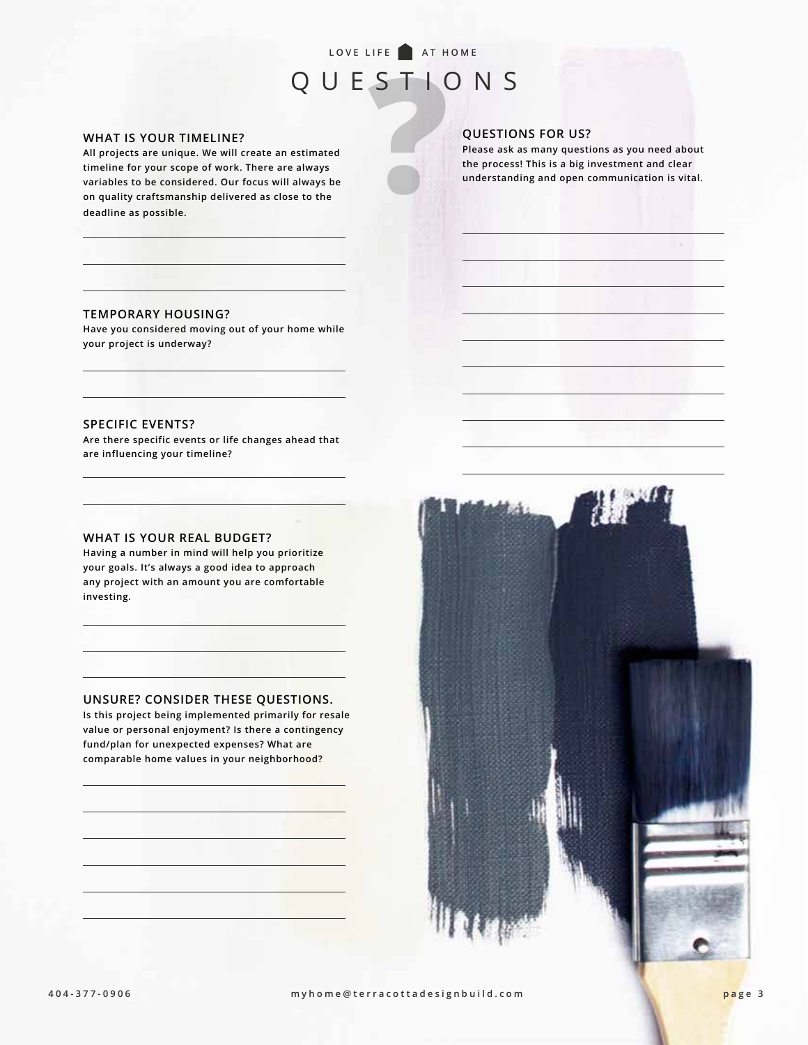LOVE LIFE AT HOME

# QUESTIONS

### WHAT IS YOUR TIMELINE?

**All projects are unique. We will create an estimated timeline for your scope of work. There are always variables to be considered. Our focus will always be on quality craftsmanship delivered as close to the deadline as possible.**

### TEMPORARY HOUSING?

**Have you considered moving out of your home while your project is underway?**

### SPECIFIC EVENTS?

**Are there specific events or life changes ahead that are influencing your timeline?**

### WHAT IS YOUR REAL BUDGET?

**Having a number in mind will help you prioritize your goals. It's always a good idea to approach any project with an amount you are comfortable investing.**

### UNSURE? CONSIDER THESE QUESTIONS.

**Is this project being implemented primarily for resale value or personal enjoyment? Is there a contingency fund/plan for unexpected expenses? What are comparable home values in your neighborhood?**

### QUESTIONS FOR US?

**Please ask as many questions as you need about the process! This is a big investment and clear understanding and open communication is vital.**

404-377-0906

myhome@terracottadesignbuild.com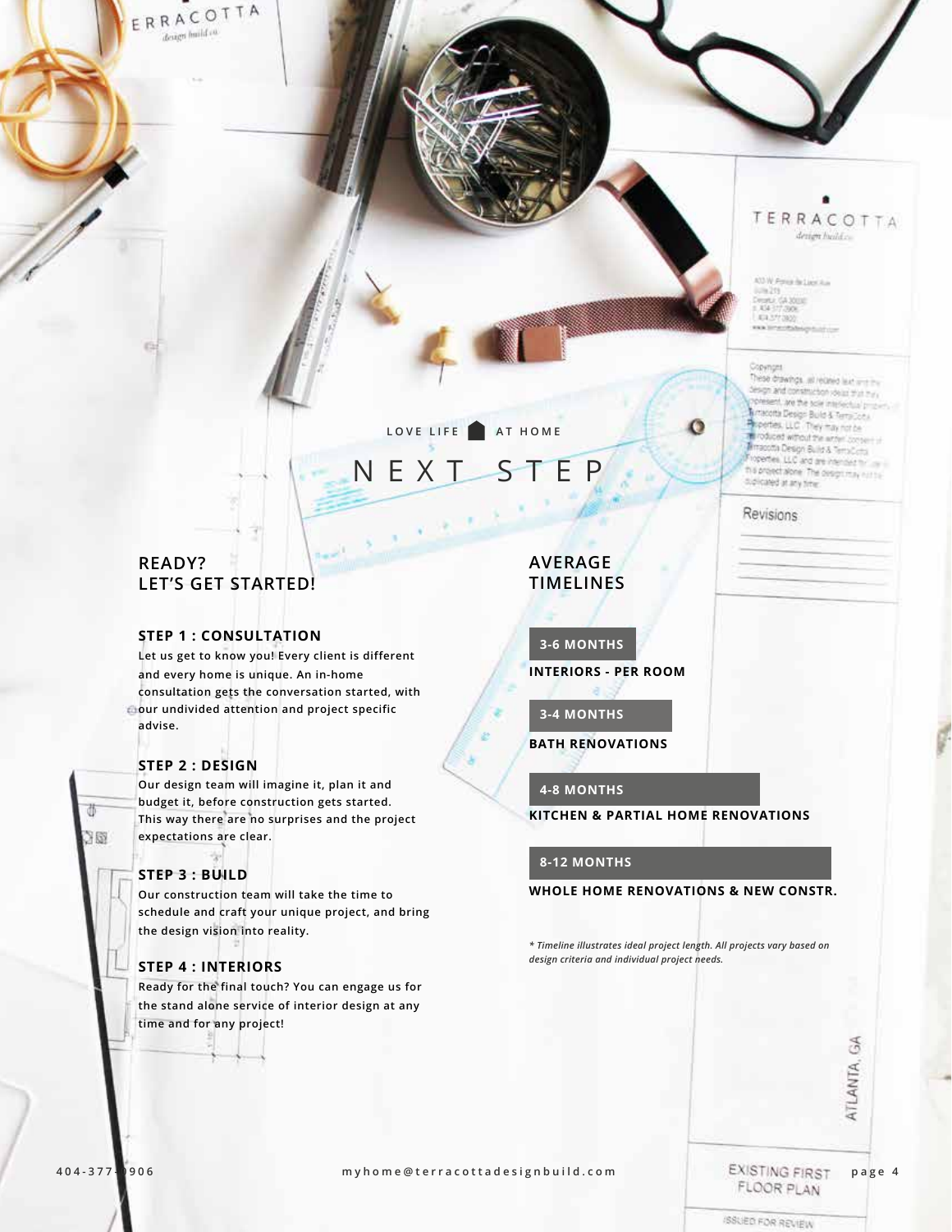LOVE LIFE AT HOME

# NEXT STEP

## READY? LET'S GET STARTED!

### STEP 1 : CONSULTATION

Let us get to know you! Every client is different and every home is unique. An in-home consultation gets the conversation started, with our undivided attention and project specific advise.

### STEP 2 : DESIGN

Our design team will imagine it, plan it and budget it, before construction gets started. This way there are no surprises and the project expectations are clear.

### STEP 3 : BUILD

Our construction team will take the time to schedule and craft your unique project, and bring the design vision into reality.

### STEP 4 : INTERIORS

Ready for the final touch? You can engage us for the stand alone service of interior design at any time and for any project!

## AVERAGE TIMELINES

**3-6 MONTHS**

**INTERIORS - PER ROOM**

**3-4 MONTHS**

**BATH RENOVATIONS**

**4-8 MONTHS**

**KITCHEN & PARTIAL HOME RENOVATIONS**

**8-12 MONTHS**

**WHOLE HOME RENOVATIONS & NEW CONSTR.**

*\* Timeline illustrates ideal project length. All projects vary based on design criteria and individual project needs.*

404-377-0906 myhome@terracottadesignbuild.com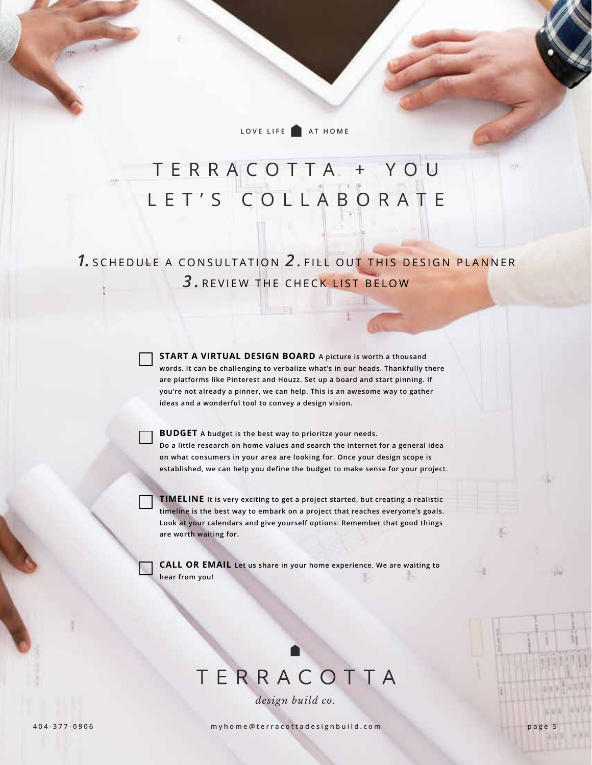LOVE LIFE AT HOME

# TERRACOTTA + YOU
# LET'S COLLABORATE

***1.*** SCHEDULE A CONSULTATION ***2.*** FILL OUT THIS DESIGN PLANNER
***3.*** REVIEW THE CHECK LIST BELOW

- [ ] **START A VIRTUAL DESIGN BOARD** A picture is worth a thousand words. It can be challenging to verbalize what's in our heads. Thankfully there are platforms like Pinterest and Houzz. Set up a board and start pinning. If you're not already a pinner, we can help. This is an awesome way to gather ideas and a wonderful tool to convey a design vision.

- [ ] **BUDGET** A budget is the best way to prioritze your needs. Do a little research on home values and search the internet for a general idea on what consumers in your area are looking for. Once your design scope is established, we can help you define the budget to make sense for your project.

- [ ] **TIMELINE** It is very exciting to get a project started, but creating a realistic timeline is the best way to embark on a project that reaches everyone's goals. Look at your calendars and give yourself options: Remember that good things are worth waiting for.

- [ ] **CALL OR EMAIL** Let us share in your home experience. We are waiting to hear from you!

TERRACOTTA

*design build co.*

404-377-0906

myhome@terracottadesignbuild.com